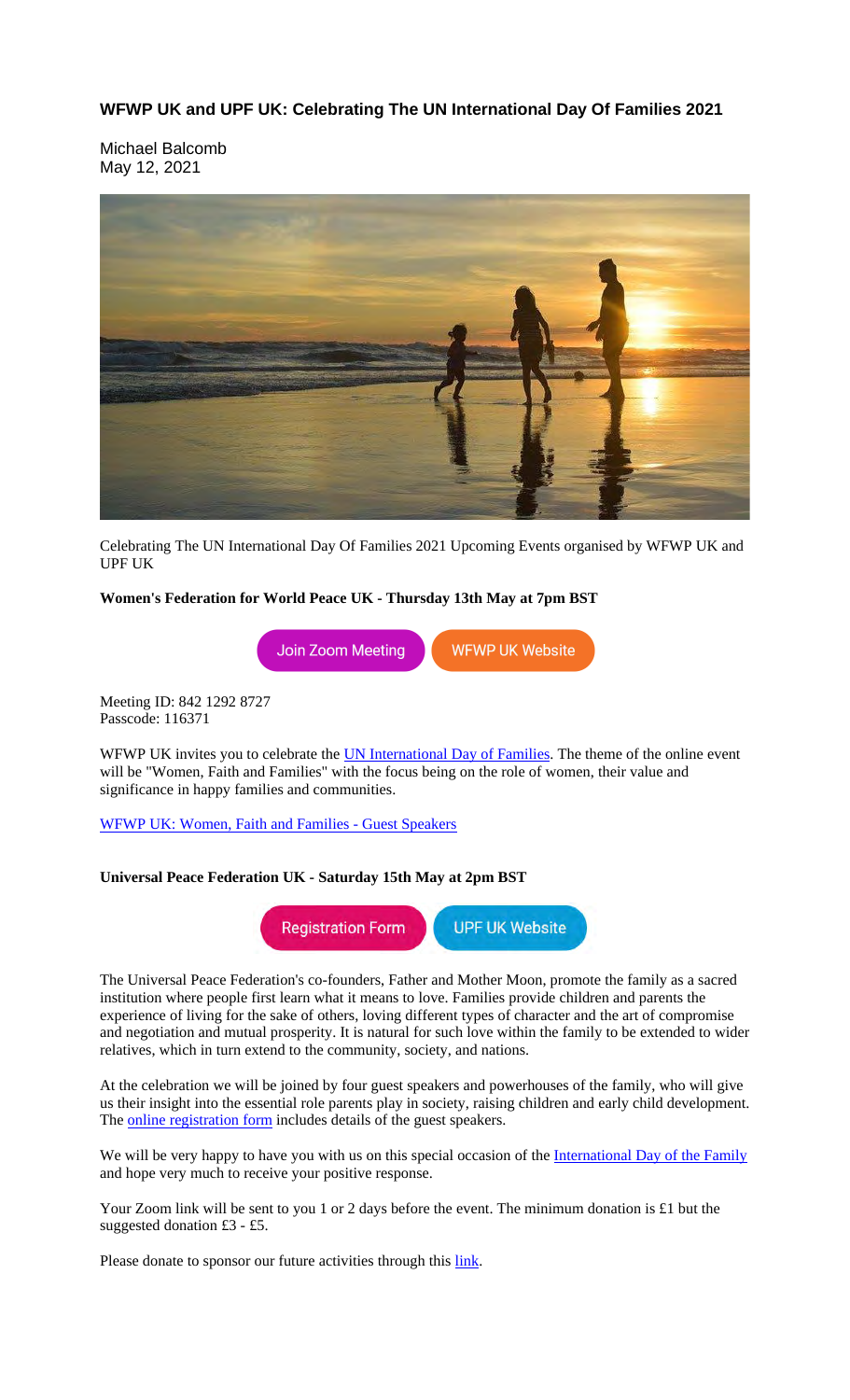### WFWP UK and UPF UK: Celebrating The UN International Day Of Families 2021

Michael Balcomb
May 12, 2021

Celebrating The UN International Day Of Families 2021 Upcoming Events organised by WFWP UK and UPF UK

**Women's Federation for World Peace UK - Thursday 13th May at 7pm BST**

Join Zoom Meeting | WFWP UK Website

Meeting ID: 842 1292 8727
Passcode: 116371

WFWP UK invites you to celebrate the UN International Day of Families. The theme of the online event will be "Women, Faith and Families" with the focus being on the role of women, their value and significance in happy families and communities.

WFWP UK: Women, Faith and Families - Guest Speakers

**Universal Peace Federation UK - Saturday 15th May at 2pm BST**

Registration Form | UPF UK Website

The Universal Peace Federation's co-founders, Father and Mother Moon, promote the family as a sacred institution where people first learn what it means to love. Families provide children and parents the experience of living for the sake of others, loving different types of character and the art of compromise and negotiation and mutual prosperity. It is natural for such love within the family to be extended to wider relatives, which in turn extend to the community, society, and nations.

At the celebration we will be joined by four guest speakers and powerhouses of the family, who will give us their insight into the essential role parents play in society, raising children and early child development. The online registration form includes details of the guest speakers.

We will be very happy to have you with us on this special occasion of the International Day of the Family and hope very much to receive your positive response.

Your Zoom link will be sent to you 1 or 2 days before the event. The minimum donation is £1 but the suggested donation £3 - £5.

Please donate to sponsor our future activities through this link.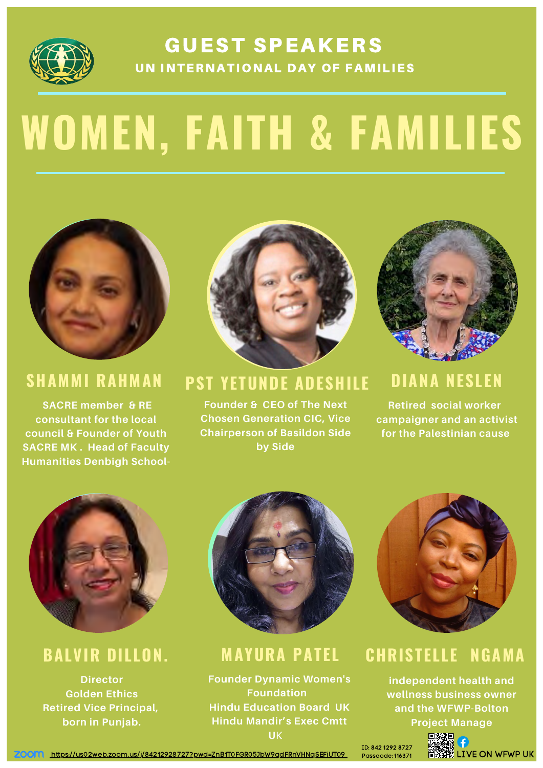# GUEST SPEAKERS

## UN INTERNATIONAL DAY OF FAMILIES

# WOMEN, FAITH & FAMILIES

### SHAMMI RAHMAN

SACRE member & RE consultant for the local council & Founder of Youth SACRE MK . Head of Faculty Humanities Denbigh School-

### PST YETUNDE ADESHILE

Founder & CEO of The Next Chosen Generation CIC, Vice Chairperson of Basildon Side by Side

### DIANA NESLEN

Retired social worker campaigner and an activist for the Palestinian cause

### BALVIR DILLON.

Director
Golden Ethics
Retired Vice Principal,
born in Punjab.

### MAYURA PATEL

Founder Dynamic Women's Foundation
Hindu Education Board UK
Hindu Mandir's Exec Cmtt UK

### CHRISTELLE NGAMA

independent health and wellness business owner and the WFWP-Bolton Project Manage

zoom https://us02web.zoom.us/j/84212928727?pwd=ZnB1T0FGR05JbW9qdFRnVHNqSEFiUT09

ID: 842 1292 8727
Passcode: 116371

LIVE ON WFWP UK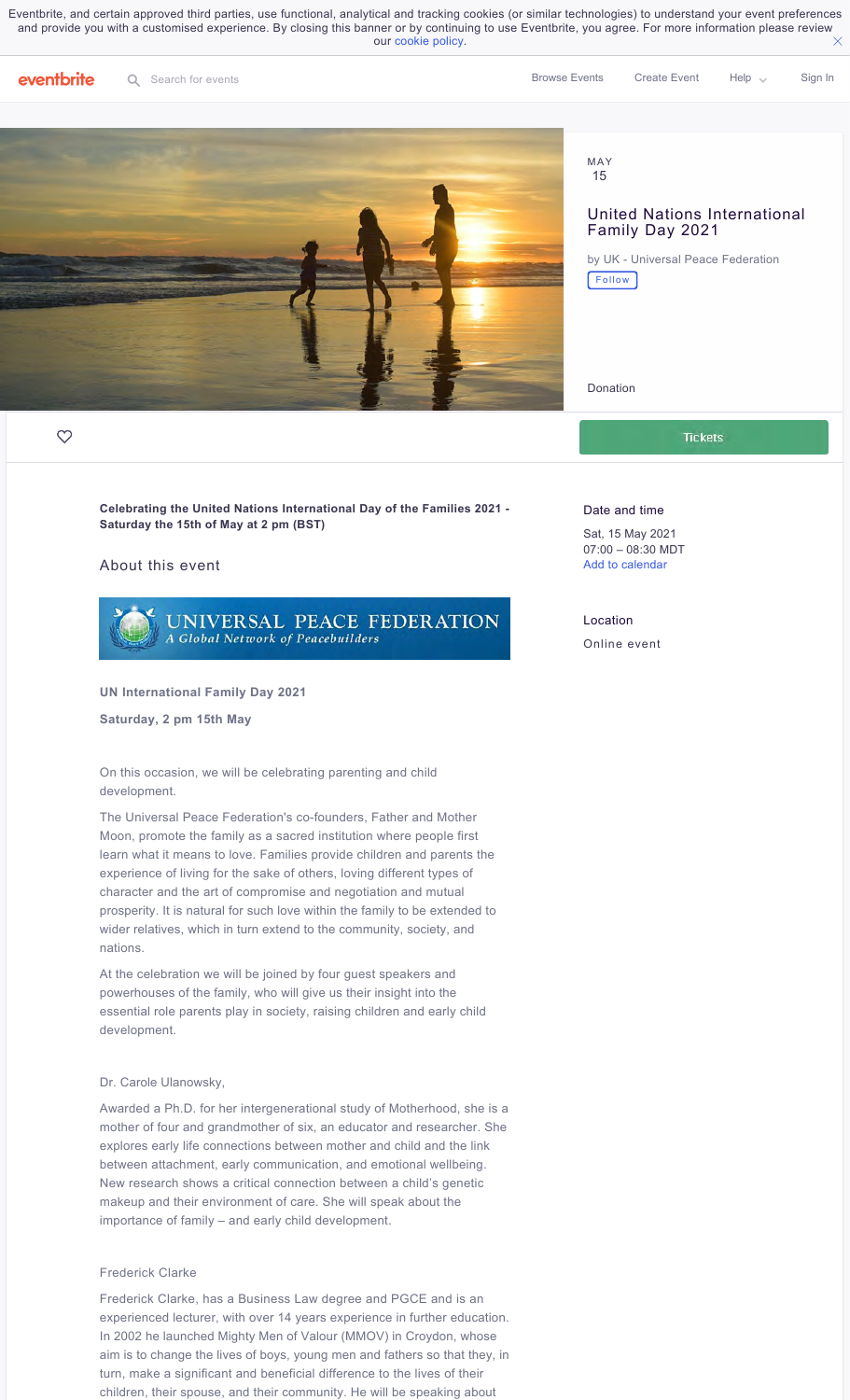Eventbrite, and certain approved third parties, use functional, analytical and tracking cookies (or similar technologies) to understand your event preferences and provide you with a customised experience. By closing this banner or by continuing to use Eventbrite, you agree. For more information please review our cookie policy.

eventbrite | Search for events | Browse Events | Create Event | Help | Sign In

MAY
15

# United Nations International Family Day 2021

by UK - Universal Peace Federation

Follow

Donation

Tickets

**Celebrating the United Nations International Day of the Families 2021 - Saturday the 15th of May at 2 pm (BST)**

## About this event

UNIVERSAL PEACE FEDERATION
*A Global Network of Peacebuilders*

**UN International Family Day 2021**

**Saturday, 2 pm 15th May**

On this occasion, we will be celebrating parenting and child development.

The Universal Peace Federation's co-founders, Father and Mother Moon, promote the family as a sacred institution where people first learn what it means to love. Families provide children and parents the experience of living for the sake of others, loving different types of character and the art of compromise and negotiation and mutual prosperity. It is natural for such love within the family to be extended to wider relatives, which in turn extend to the community, society, and nations.

At the celebration we will be joined by four guest speakers and powerhouses of the family, who will give us their insight into the essential role parents play in society, raising children and early child development.

Dr. Carole Ulanowsky,

Awarded a Ph.D. for her intergenerational study of Motherhood, she is a mother of four and grandmother of six, an educator and researcher. She explores early life connections between mother and child and the link between attachment, early communication, and emotional wellbeing. New research shows a critical connection between a child's genetic makeup and their environment of care. She will speak about the importance of family – and early child development.

Frederick Clarke

Frederick Clarke, has a Business Law degree and PGCE and is an experienced lecturer, with over 14 years experience in further education. In 2002 he launched Mighty Men of Valour (MMOV) in Croydon, whose aim is to change the lives of boys, young men and fathers so that they, in turn, make a significant and beneficial difference to the lives of their children, their spouse, and their community. He will be speaking about

**Date and time**

Sat, 15 May 2021
07:00 – 08:30 MDT
Add to calendar

**Location**

Online event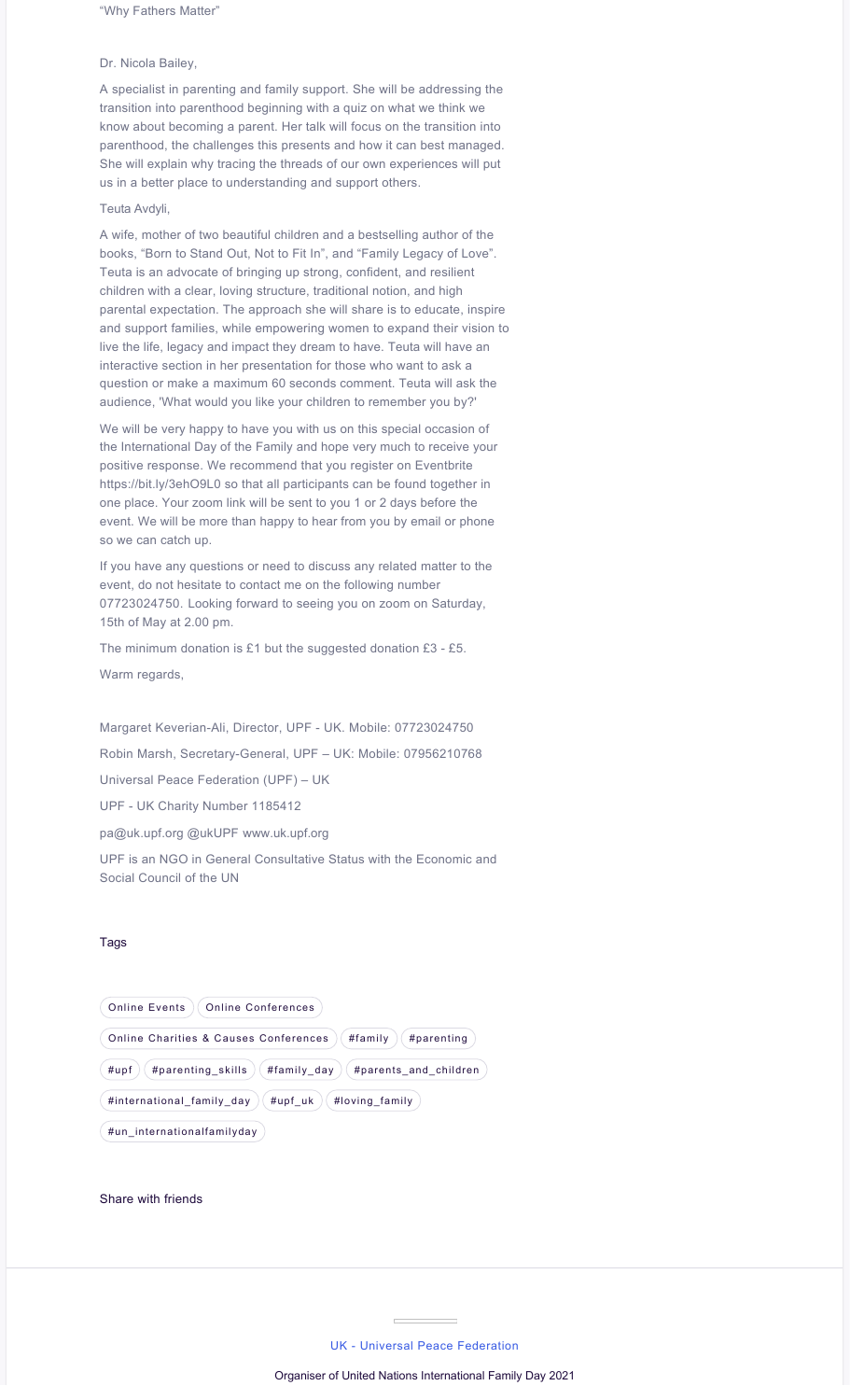"Why Fathers Matter"

Dr. Nicola Bailey,

A specialist in parenting and family support. She will be addressing the transition into parenthood beginning with a quiz on what we think we know about becoming a parent. Her talk will focus on the transition into parenthood, the challenges this presents and how it can best managed. She will explain why tracing the threads of our own experiences will put us in a better place to understanding and support others.

Teuta Avdyli,

A wife, mother of two beautiful children and a bestselling author of the books, "Born to Stand Out, Not to Fit In", and "Family Legacy of Love". Teuta is an advocate of bringing up strong, confident, and resilient children with a clear, loving structure, traditional notion, and high parental expectation. The approach she will share is to educate, inspire and support families, while empowering women to expand their vision to live the life, legacy and impact they dream to have. Teuta will have an interactive section in her presentation for those who want to ask a question or make a maximum 60 seconds comment. Teuta will ask the audience, 'What would you like your children to remember you by?'

We will be very happy to have you with us on this special occasion of the International Day of the Family and hope very much to receive your positive response. We recommend that you register on Eventbrite https://bit.ly/3ehO9L0 so that all participants can be found together in one place. Your zoom link will be sent to you 1 or 2 days before the event. We will be more than happy to hear from you by email or phone so we can catch up.

If you have any questions or need to discuss any related matter to the event, do not hesitate to contact me on the following number 07723024750. Looking forward to seeing you on zoom on Saturday, 15th of May at 2.00 pm.

The minimum donation is £1 but the suggested donation £3 - £5.

Warm regards,

Margaret Keverian-Ali, Director, UPF - UK. Mobile: 07723024750

Robin Marsh, Secretary-General, UPF – UK: Mobile: 07956210768

Universal Peace Federation (UPF) – UK

UPF - UK Charity Number 1185412

pa@uk.upf.org @ukUPF www.uk.upf.org

UPF is an NGO in General Consultative Status with the Economic and Social Council of the UN

Tags

Online Events | Online Conferences | Online Charities & Causes Conferences | #family | #parenting | #upf | #parenting_skills | #family_day | #parents_and_children | #international_family_day | #upf_uk | #loving_family | #un_internationalfamilyday

Share with friends

UK - Universal Peace Federation

Organiser of United Nations International Family Day 2021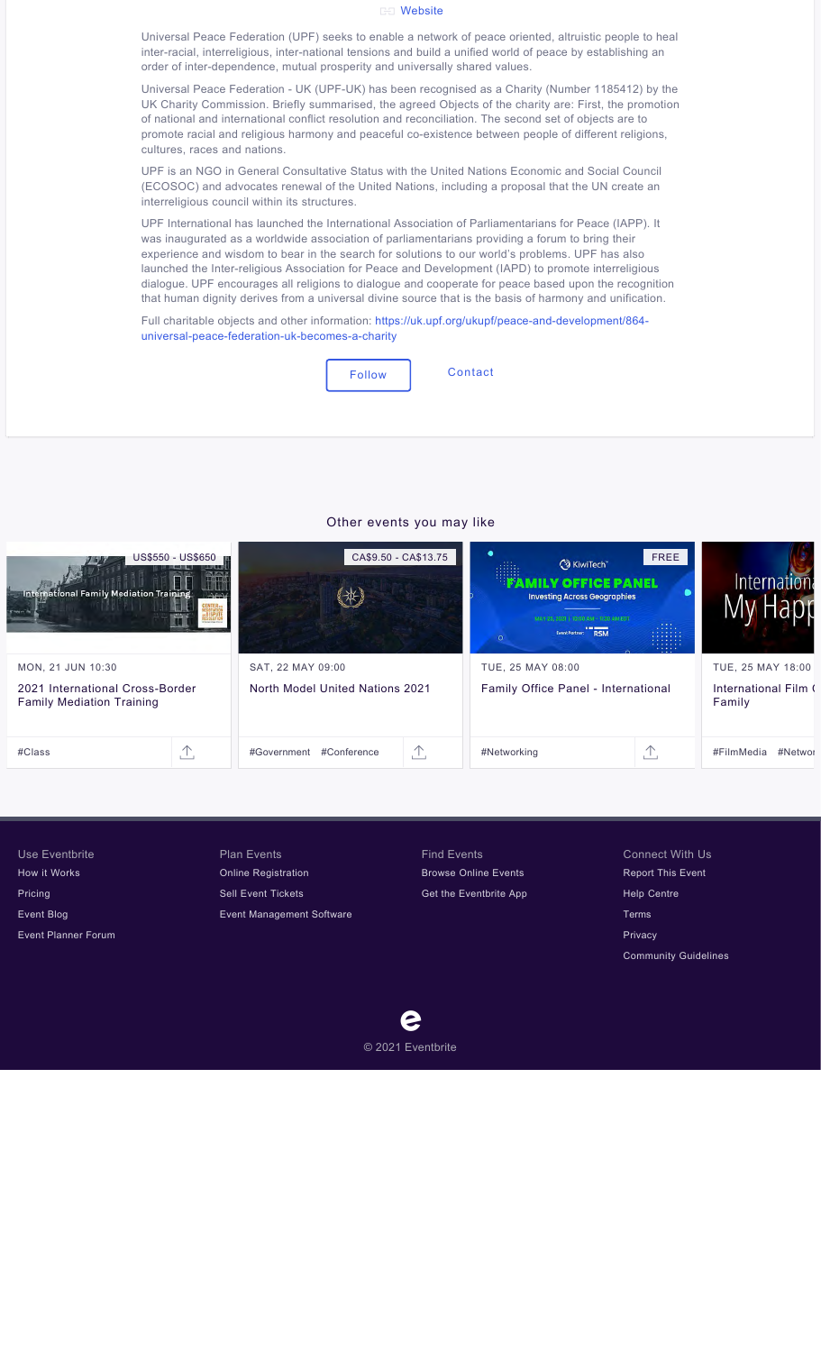Website

Universal Peace Federation (UPF) seeks to enable a network of peace oriented, altruistic people to heal inter-racial, interreligious, inter-national tensions and build a unified world of peace by establishing an order of inter-dependence, mutual prosperity and universally shared values.

Universal Peace Federation - UK (UPF-UK) has been recognised as a Charity (Number 1185412) by the UK Charity Commission. Briefly summarised, the agreed Objects of the charity are: First, the promotion of national and international conflict resolution and reconciliation. The second set of objects are to promote racial and religious harmony and peaceful co-existence between people of different religions, cultures, races and nations.

UPF is an NGO in General Consultative Status with the United Nations Economic and Social Council (ECOSOC) and advocates renewal of the United Nations, including a proposal that the UN create an interreligious council within its structures.

UPF International has launched the International Association of Parliamentarians for Peace (IAPP). It was inaugurated as a worldwide association of parliamentarians providing a forum to bring their experience and wisdom to bear in the search for solutions to our world's problems. UPF has also launched the Inter-religious Association for Peace and Development (IAPD) to promote interreligious dialogue. UPF encourages all religions to dialogue and cooperate for peace based upon the recognition that human dignity derives from a universal divine source that is the basis of harmony and unification.

Full charitable objects and other information: https://uk.upf.org/ukupf/peace-and-development/864-universal-peace-federation-uk-becomes-a-charity

Follow | Contact

## Other events you may like

- US$550 - US$650 — MON, 21 JUN 10:30 — 2021 International Cross-Border Family Mediation Training — #Class
- CA$9.50 - CA$13.75 — SAT, 22 MAY 09:00 — North Model United Nations 2021 — #Government #Conference
- FREE — TUE, 25 MAY 08:00 — Family Office Panel - International — #Networking
- TUE, 25 MAY 18:00 — International Film ( Family — #FilmMedia #Networ

**Use Eventbrite**
- How it Works
- Pricing
- Event Blog
- Event Planner Forum

**Plan Events**
- Online Registration
- Sell Event Tickets
- Event Management Software

**Find Events**
- Browse Online Events
- Get the Eventbrite App

**Connect With Us**
- Report This Event
- Help Centre
- Terms
- Privacy
- Community Guidelines

© 2021 Eventbrite